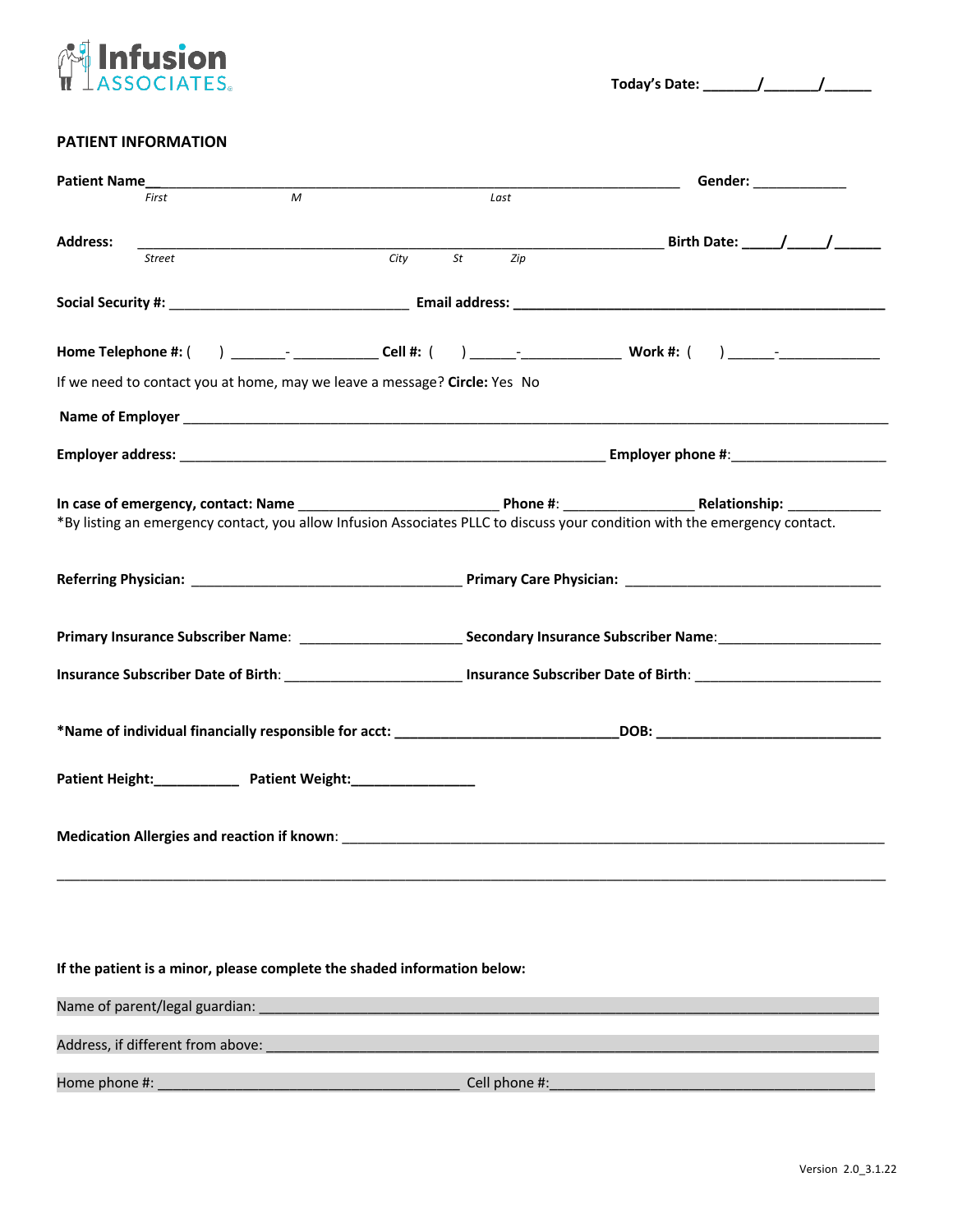Infusion ASSOCIATES

Today's Date: _______/_______/______

## PATIENT INFORMATION

**Patient Name**_____________________________________________________________ **Gender:** ____________
*First* *M* *Last*

**Address:** _____________________________________________________________ **Birth Date:** _____/_____/______
*Street* *City* *St* *Zip*

**Social Security #:** ______________________________ **Email address:** ______________________________________________

**Home Telephone #:** ( ) _______-___________ **Cell #:** ( ) ______-_____________ **Work #:** ( ) ______-_____________

If we need to contact you at home, may we leave a message? **Circle:** Yes No

**Name of Employer** _______________________________________________________________________________________

**Employer address:** _____________________________________________________ **Employer phone #:**____________________

**In case of emergency, contact: Name** _________________________ **Phone #**: ________________ **Relationship:** ____________

*By listing an emergency contact, you allow Infusion Associates PLLC to discuss your condition with the emergency contact.

**Referring Physician:** __________________________________ **Primary Care Physician:** _________________________________

**Primary Insurance Subscriber Name**: ____________________ **Secondary Insurance Subscriber Name**:____________________

**Insurance Subscriber Date of Birth**: ______________________ **Insurance Subscriber Date of Birth**: _______________________

**\*Name of individual financially responsible for acct:** ____________________________**DOB:** ____________________________

**Patient Height:**___________ **Patient Weight:**________________

**Medication Allergies and reaction if known**: _____________________________________________________________________

________________________________________________________________________________________________________

**If the patient is a minor, please complete the shaded information below:**

Name of parent/legal guardian: _________________________________________________________________________

Address, if different from above: _______________________________________________________________________

Home phone #: ______________________________________ Cell phone #:_________________________________________

Version 2.0_3.1.22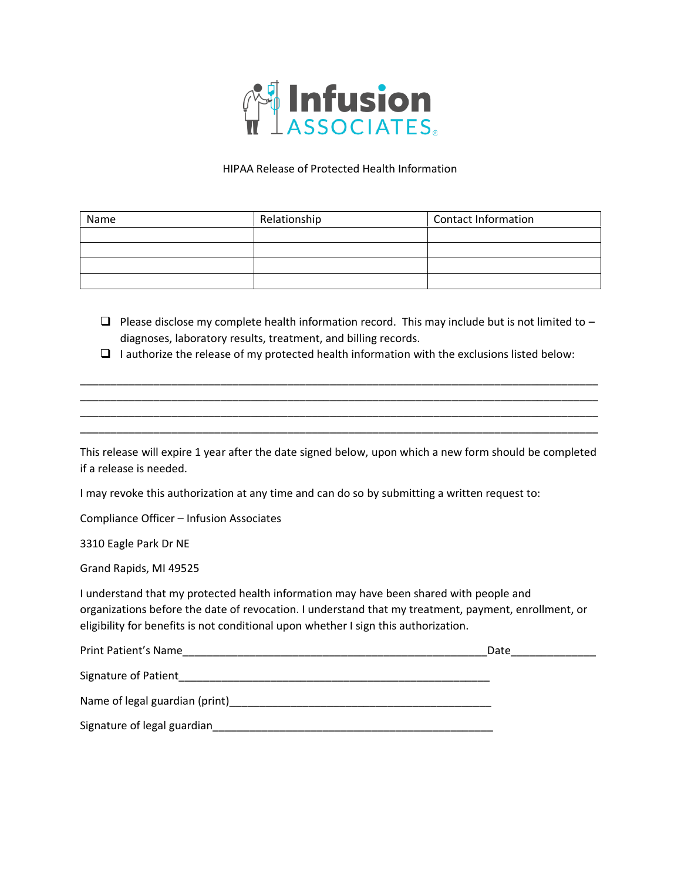# Infusion ASSOCIATES

HIPAA Release of Protected Health Information

| Name | Relationship | Contact Information |
| --- | --- | --- |
| | | |
| | | |
| | | |
| | | |

- ☐ Please disclose my complete health information record. This may include but is not limited to – diagnoses, laboratory results, treatment, and billing records.
- ☐ I authorize the release of my protected health information with the exclusions listed below:

\_\_\_\_\_\_\_\_\_\_\_\_\_\_\_\_\_\_\_\_\_\_\_\_\_\_\_\_\_\_\_\_\_\_\_\_\_\_\_\_\_\_\_\_\_\_\_\_\_\_\_\_\_\_\_\_\_\_\_\_\_\_\_\_\_\_\_\_\_\_\_\_\_\_\_\_\_\_

\_\_\_\_\_\_\_\_\_\_\_\_\_\_\_\_\_\_\_\_\_\_\_\_\_\_\_\_\_\_\_\_\_\_\_\_\_\_\_\_\_\_\_\_\_\_\_\_\_\_\_\_\_\_\_\_\_\_\_\_\_\_\_\_\_\_\_\_\_\_\_\_\_\_\_\_\_\_

\_\_\_\_\_\_\_\_\_\_\_\_\_\_\_\_\_\_\_\_\_\_\_\_\_\_\_\_\_\_\_\_\_\_\_\_\_\_\_\_\_\_\_\_\_\_\_\_\_\_\_\_\_\_\_\_\_\_\_\_\_\_\_\_\_\_\_\_\_\_\_\_\_\_\_\_\_\_

\_\_\_\_\_\_\_\_\_\_\_\_\_\_\_\_\_\_\_\_\_\_\_\_\_\_\_\_\_\_\_\_\_\_\_\_\_\_\_\_\_\_\_\_\_\_\_\_\_\_\_\_\_\_\_\_\_\_\_\_\_\_\_\_\_\_\_\_\_\_\_\_\_\_\_\_\_\_

This release will expire 1 year after the date signed below, upon which a new form should be completed if a release is needed.

I may revoke this authorization at any time and can do so by submitting a written request to:

Compliance Officer – Infusion Associates

3310 Eagle Park Dr NE

Grand Rapids, MI 49525

I understand that my protected health information may have been shared with people and organizations before the date of revocation. I understand that my treatment, payment, enrollment, or eligibility for benefits is not conditional upon whether I sign this authorization.

Print Patient's Name\_\_\_\_\_\_\_\_\_\_\_\_\_\_\_\_\_\_\_\_\_\_\_\_\_\_\_\_\_\_\_\_\_\_\_\_\_\_\_\_\_\_\_\_\_\_\_\_Date\_\_\_\_\_\_\_\_\_\_\_\_\_\_

Signature of Patient\_\_\_\_\_\_\_\_\_\_\_\_\_\_\_\_\_\_\_\_\_\_\_\_\_\_\_\_\_\_\_\_\_\_\_\_\_\_\_\_\_\_\_\_\_\_\_\_\_\_

Name of legal guardian (print)\_\_\_\_\_\_\_\_\_\_\_\_\_\_\_\_\_\_\_\_\_\_\_\_\_\_\_\_\_\_\_\_\_\_\_\_\_\_\_\_\_\_\_

Signature of legal guardian\_\_\_\_\_\_\_\_\_\_\_\_\_\_\_\_\_\_\_\_\_\_\_\_\_\_\_\_\_\_\_\_\_\_\_\_\_\_\_\_\_\_\_\_\_\_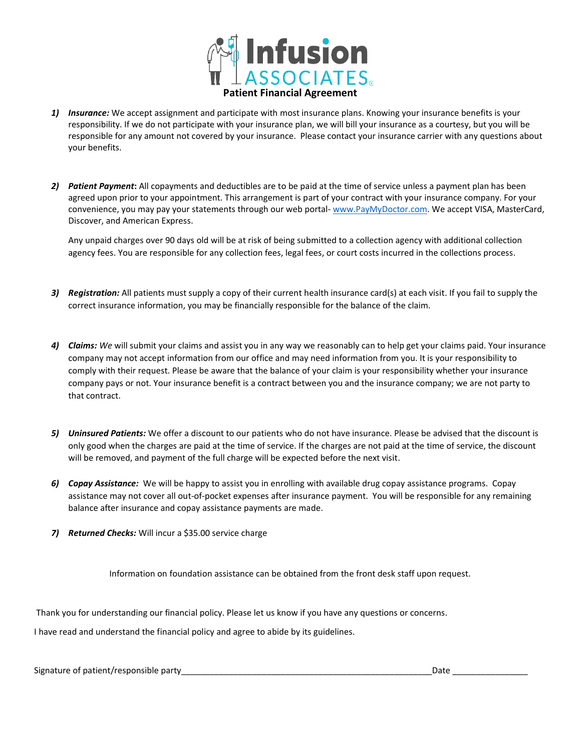# Infusion ASSOCIATES

## Patient Financial Agreement

1) ***Insurance:*** We accept assignment and participate with most insurance plans. Knowing your insurance benefits is your responsibility. If we do not participate with your insurance plan, we will bill your insurance as a courtesy, but you will be responsible for any amount not covered by your insurance. Please contact your insurance carrier with any questions about your benefits.

2) ***Patient Payment*:** All copayments and deductibles are to be paid at the time of service unless a payment plan has been agreed upon prior to your appointment. This arrangement is part of your contract with your insurance company. For your convenience, you may pay your statements through our web portal- [www.PayMyDoctor.com](http://www.PayMyDoctor.com). We accept VISA, MasterCard, Discover, and American Express.

   Any unpaid charges over 90 days old will be at risk of being submitted to a collection agency with additional collection agency fees. You are responsible for any collection fees, legal fees, or court costs incurred in the collections process.

3) ***Registration:*** All patients must supply a copy of their current health insurance card(s) at each visit. If you fail to supply the correct insurance information, you may be financially responsible for the balance of the claim.

4) ***Claims:*** *We* will submit your claims and assist you in any way we reasonably can to help get your claims paid. Your insurance company may not accept information from our office and may need information from you. It is your responsibility to comply with their request. Please be aware that the balance of your claim is your responsibility whether your insurance company pays or not. Your insurance benefit is a contract between you and the insurance company; we are not party to that contract.

5) ***Uninsured Patients:*** We offer a discount to our patients who do not have insurance. Please be advised that the discount is only good when the charges are paid at the time of service. If the charges are not paid at the time of service, the discount will be removed, and payment of the full charge will be expected before the next visit.

6) ***Copay Assistance:*** We will be happy to assist you in enrolling with available drug copay assistance programs. Copay assistance may not cover all out-of-pocket expenses after insurance payment. You will be responsible for any remaining balance after insurance and copay assistance payments are made.

7) ***Returned Checks:*** Will incur a $35.00 service charge

Information on foundation assistance can be obtained from the front desk staff upon request.

Thank you for understanding our financial policy. Please let us know if you have any questions or concerns.

I have read and understand the financial policy and agree to abide by its guidelines.

Signature of patient/responsible party________________________________________________________Date ________________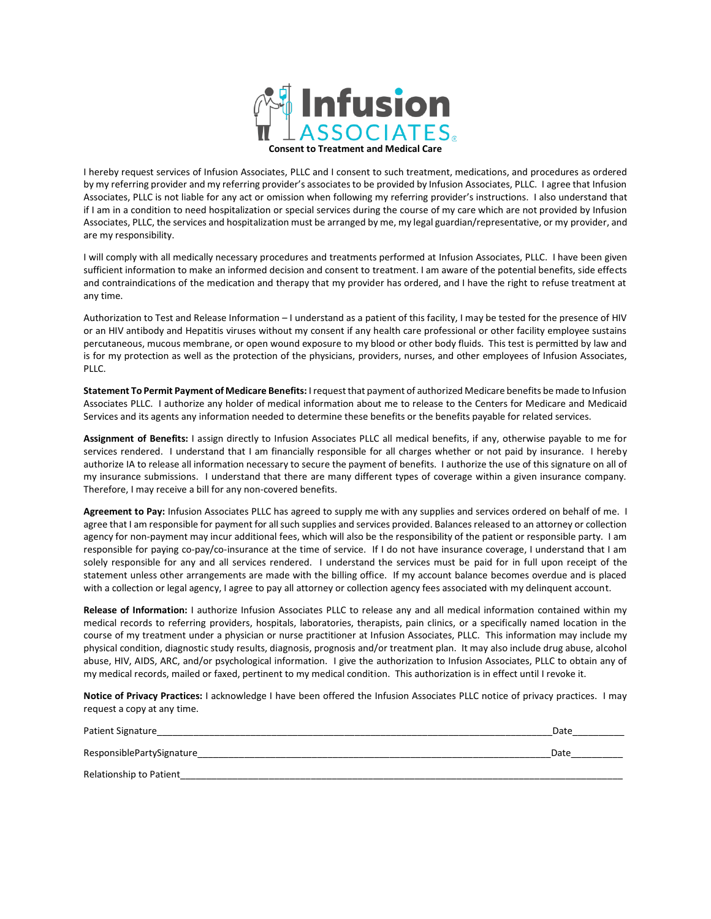# Infusion ASSOCIATES

## Consent to Treatment and Medical Care

I hereby request services of Infusion Associates, PLLC and I consent to such treatment, medications, and procedures as ordered by my referring provider and my referring provider's associates to be provided by Infusion Associates, PLLC. I agree that Infusion Associates, PLLC is not liable for any act or omission when following my referring provider's instructions. I also understand that if I am in a condition to need hospitalization or special services during the course of my care which are not provided by Infusion Associates, PLLC, the services and hospitalization must be arranged by me, my legal guardian/representative, or my provider, and are my responsibility.

I will comply with all medically necessary procedures and treatments performed at Infusion Associates, PLLC. I have been given sufficient information to make an informed decision and consent to treatment. I am aware of the potential benefits, side effects and contraindications of the medication and therapy that my provider has ordered, and I have the right to refuse treatment at any time.

Authorization to Test and Release Information – I understand as a patient of this facility, I may be tested for the presence of HIV or an HIV antibody and Hepatitis viruses without my consent if any health care professional or other facility employee sustains percutaneous, mucous membrane, or open wound exposure to my blood or other body fluids. This test is permitted by law and is for my protection as well as the protection of the physicians, providers, nurses, and other employees of Infusion Associates, PLLC.

**Statement To Permit Payment of Medicare Benefits:** I request that payment of authorized Medicare benefits be made to Infusion Associates PLLC. I authorize any holder of medical information about me to release to the Centers for Medicare and Medicaid Services and its agents any information needed to determine these benefits or the benefits payable for related services.

**Assignment of Benefits:** I assign directly to Infusion Associates PLLC all medical benefits, if any, otherwise payable to me for services rendered. I understand that I am financially responsible for all charges whether or not paid by insurance. I hereby authorize IA to release all information necessary to secure the payment of benefits. I authorize the use of this signature on all of my insurance submissions. I understand that there are many different types of coverage within a given insurance company. Therefore, I may receive a bill for any non-covered benefits.

**Agreement to Pay:** Infusion Associates PLLC has agreed to supply me with any supplies and services ordered on behalf of me. I agree that I am responsible for payment for all such supplies and services provided. Balances released to an attorney or collection agency for non-payment may incur additional fees, which will also be the responsibility of the patient or responsible party. I am responsible for paying co-pay/co-insurance at the time of service. If I do not have insurance coverage, I understand that I am solely responsible for any and all services rendered. I understand the services must be paid for in full upon receipt of the statement unless other arrangements are made with the billing office. If my account balance becomes overdue and is placed with a collection or legal agency, I agree to pay all attorney or collection agency fees associated with my delinquent account.

**Release of Information:** I authorize Infusion Associates PLLC to release any and all medical information contained within my medical records to referring providers, hospitals, laboratories, therapists, pain clinics, or a specifically named location in the course of my treatment under a physician or nurse practitioner at Infusion Associates, PLLC. This information may include my physical condition, diagnostic study results, diagnosis, prognosis and/or treatment plan. It may also include drug abuse, alcohol abuse, HIV, AIDS, ARC, and/or psychological information. I give the authorization to Infusion Associates, PLLC to obtain any of my medical records, mailed or faxed, pertinent to my medical condition. This authorization is in effect until I revoke it.

**Notice of Privacy Practices:** I acknowledge I have been offered the Infusion Associates PLLC notice of privacy practices. I may request a copy at any time.

Patient Signature_______________________________________________________________Date__________

ResponsiblePartySignature_________________________________________________________Date__________

Relationship to Patient_______________________________________________________________________